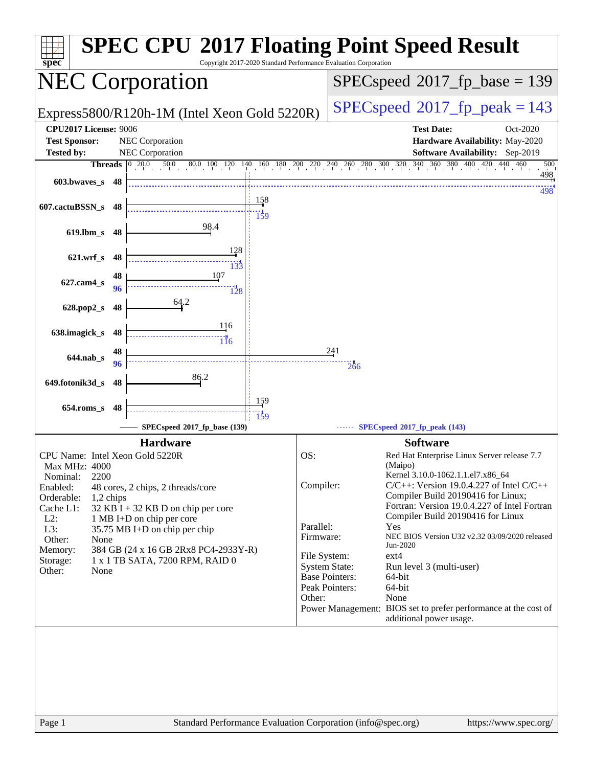# SPEC CPU 2017 Floating Point Speed Result

Copyright 2017-2020 Standard Performance Evaluation Corporation

## NEC Corporation

Express5800/R120h-1M (Intel Xeon Gold 5220R)

SPECspeed 2017_fp_base = 139

SPECspeed 2017_fp_peak = 143

| | | | |
|---|---|---|---|
| **CPU2017 License:** | 9006 | **Test Date:** | Oct-2020 |
| **Test Sponsor:** | NEC Corporation | **Hardware Availability:** | May-2020 |
| **Tested by:** | NEC Corporation | **Software Availability:** | Sep-2019 |

| Benchmark | Threads | Base | Peak |
|---|---|---|---|
| 603.bwaves_s | 48 | 498 | 498 |
| 607.cactuBSSN_s | 48 | 158 | 159 |
| 619.lbm_s | 48 | 98.4 | |
| 621.wrf_s | 48 | 128 | 133 |
| 627.cam4_s | 48 (base), 96 (peak) | 107 | 128 |
| 628.pop2_s | 48 | 64.2 | |
| 638.imagick_s | 48 | 116 | 116 |
| 644.nab_s | 48 (base), 96 (peak) | 241 | 266 |
| 649.fotonik3d_s | 48 | 86.2 | |
| 654.roms_s | 48 | 159 | 159 |

SPECspeed 2017_fp_base (139) — SPECspeed 2017_fp_peak (143)

### Hardware

| | |
|---|---|
| CPU Name: | Intel Xeon Gold 5220R |
| Max MHz: | 4000 |
| Nominal: | 2200 |
| Enabled: | 48 cores, 2 chips, 2 threads/core |
| Orderable: | 1,2 chips |
| Cache L1: | 32 KB I + 32 KB D on chip per core |
| L2: | 1 MB I+D on chip per core |
| L3: | 35.75 MB I+D on chip per chip |
| Other: | None |
| Memory: | 384 GB (24 x 16 GB 2Rx8 PC4-2933Y-R) |
| Storage: | 1 x 1 TB SATA, 7200 RPM, RAID 0 |
| Other: | None |

### Software

| | |
|---|---|
| OS: | Red Hat Enterprise Linux Server release 7.7 (Maipo) Kernel 3.10.0-1062.1.1.el7.x86_64 |
| Compiler: | C/C++: Version 19.0.4.227 of Intel C/C++ Compiler Build 20190416 for Linux; Fortran: Version 19.0.4.227 of Intel Fortran Compiler Build 20190416 for Linux |
| Parallel: | Yes |
| Firmware: | NEC BIOS Version U32 v2.32 03/09/2020 released Jun-2020 |
| File System: | ext4 |
| System State: | Run level 3 (multi-user) |
| Base Pointers: | 64-bit |
| Peak Pointers: | 64-bit |
| Other: | None |
| Power Management: | BIOS set to prefer performance at the cost of additional power usage. |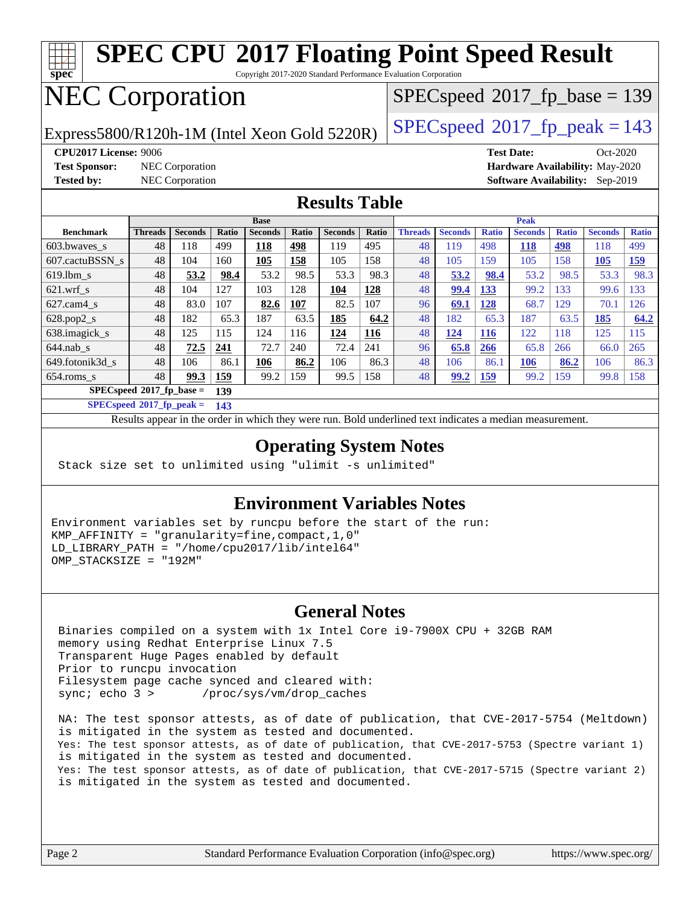# SPEC CPU 2017 Floating Point Speed Result

Copyright 2017-2020 Standard Performance Evaluation Corporation

# NEC Corporation

Express5800/R120h-1M (Intel Xeon Gold 5220R)

SPECspeed 2017_fp_base = 139

SPECspeed 2017_fp_peak = 143

**CPU2017 License:** 9006
**Test Sponsor:** NEC Corporation
**Tested by:** NEC Corporation

**Test Date:** Oct-2020
**Hardware Availability:** May-2020
**Software Availability:** Sep-2019

## Results Table

| Benchmark | Base | | | | | | | Peak | | | | | | |
|---|---|---|---|---|---|---|---|---|---|---|---|---|---|---|
| | Threads | Seconds | Ratio | Seconds | Ratio | Seconds | Ratio | Threads | Seconds | Ratio | Seconds | Ratio | Seconds | Ratio |
| 603.bwaves_s | 48 | 118 | 499 | **118** | **498** | 119 | 495 | 48 | 119 | 498 | **118** | **498** | 118 | 499 |
| 607.cactuBSSN_s | 48 | 104 | 160 | **105** | **158** | 105 | 158 | 48 | 105 | 159 | 105 | 158 | **105** | **159** |
| 619.lbm_s | 48 | **53.2** | **98.4** | 53.2 | 98.5 | 53.3 | 98.3 | 48 | **53.2** | **98.4** | 53.2 | 98.5 | 53.3 | 98.3 |
| 621.wrf_s | 48 | 104 | 127 | 103 | 128 | **104** | **128** | 48 | **99.4** | **133** | 99.2 | 133 | 99.6 | 133 |
| 627.cam4_s | 48 | 83.0 | 107 | **82.6** | **107** | 82.5 | 107 | 96 | **69.1** | **128** | 68.7 | 129 | 70.1 | 126 |
| 628.pop2_s | 48 | 182 | 65.3 | 187 | 63.5 | **185** | **64.2** | 48 | 182 | 65.3 | 187 | 63.5 | **185** | **64.2** |
| 638.imagick_s | 48 | 125 | 115 | 124 | 116 | **124** | **116** | 48 | **124** | **116** | 122 | 118 | 125 | 115 |
| 644.nab_s | 48 | **72.5** | **241** | 72.7 | 240 | 72.4 | 241 | 96 | **65.8** | **266** | 65.8 | 266 | 66.0 | 265 |
| 649.fotonik3d_s | 48 | 106 | 86.1 | **106** | **86.2** | 106 | 86.3 | 48 | 106 | 86.1 | **106** | **86.2** | 106 | 86.3 |
| 654.roms_s | 48 | **99.3** | **159** | 99.2 | 159 | 99.5 | 158 | 48 | **99.2** | **159** | 99.2 | 159 | 99.8 | 158 |

**SPECspeed 2017_fp_base = 139**

**SPECspeed 2017_fp_peak = 143**

Results appear in the order in which they were run. Bold underlined text indicates a median measurement.

## Operating System Notes

```
Stack size set to unlimited using "ulimit -s unlimited"
```

## Environment Variables Notes

```
Environment variables set by runcpu before the start of the run:
KMP_AFFINITY = "granularity=fine,compact,1,0"
LD_LIBRARY_PATH = "/home/cpu2017/lib/intel64"
OMP_STACKSIZE = "192M"
```

## General Notes

```
Binaries compiled on a system with 1x Intel Core i9-7900X CPU + 32GB RAM
memory using Redhat Enterprise Linux 7.5
Transparent Huge Pages enabled by default
Prior to runcpu invocation
Filesystem page cache synced and cleared with:
sync; echo 3 >       /proc/sys/vm/drop_caches

NA: The test sponsor attests, as of date of publication, that CVE-2017-5754 (Meltdown)
is mitigated in the system as tested and documented.
Yes: The test sponsor attests, as of date of publication, that CVE-2017-5753 (Spectre variant 1)
is mitigated in the system as tested and documented.
Yes: The test sponsor attests, as of date of publication, that CVE-2017-5715 (Spectre variant 2)
is mitigated in the system as tested and documented.
```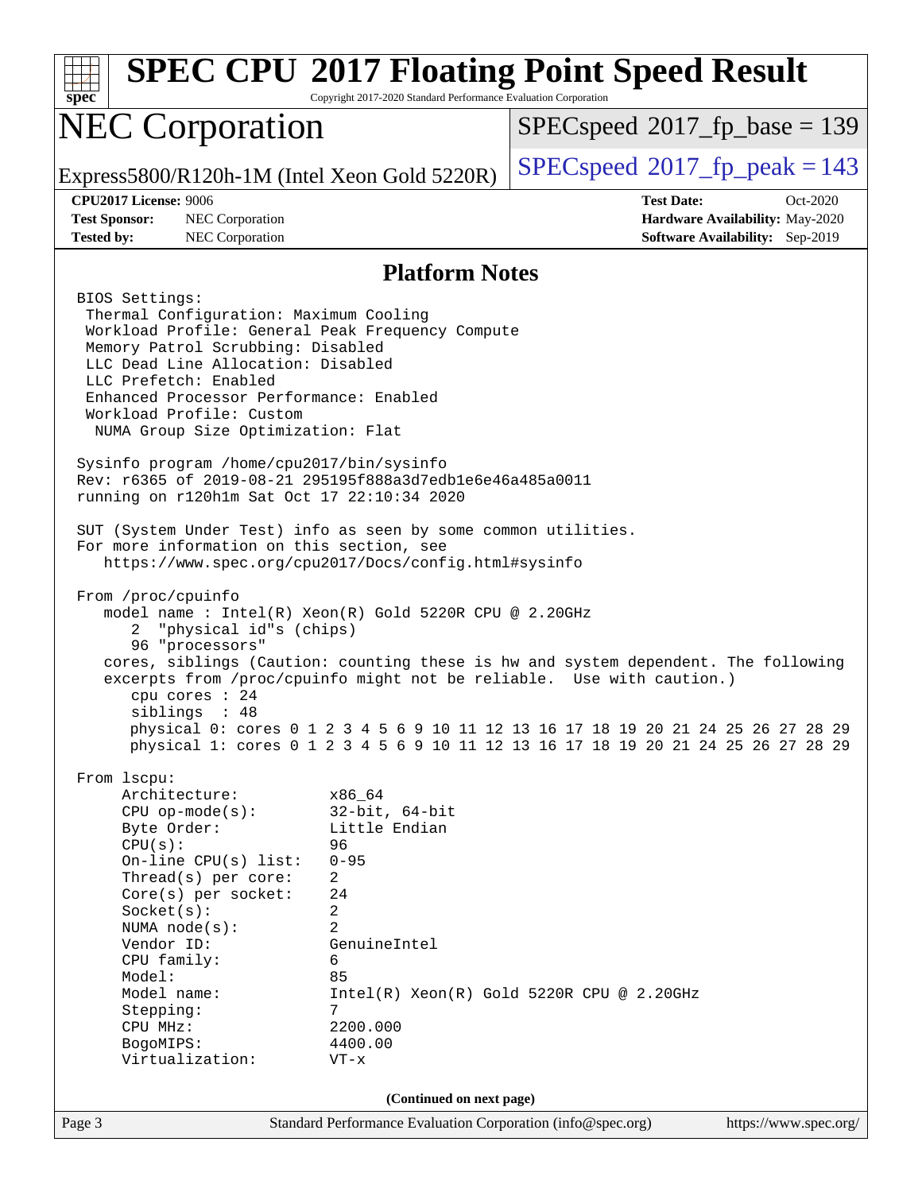# SPEC CPU 2017 Floating Point Speed Result

Copyright 2017-2020 Standard Performance Evaluation Corporation

## NEC Corporation

Express5800/R120h-1M (Intel Xeon Gold 5220R)

SPECspeed 2017_fp_base = 139

SPECspeed 2017_fp_peak = 143

**CPU2017 License:** 9006
**Test Sponsor:** NEC Corporation
**Tested by:** NEC Corporation

**Test Date:** Oct-2020
**Hardware Availability:** May-2020
**Software Availability:** Sep-2019

### Platform Notes

```
BIOS Settings:
 Thermal Configuration: Maximum Cooling
 Workload Profile: General Peak Frequency Compute
 Memory Patrol Scrubbing: Disabled
 LLC Dead Line Allocation: Disabled
 LLC Prefetch: Enabled
 Enhanced Processor Performance: Enabled
 Workload Profile: Custom
  NUMA Group Size Optimization: Flat

Sysinfo program /home/cpu2017/bin/sysinfo
Rev: r6365 of 2019-08-21 295195f888a3d7edb1e6e46a485a0011
running on r120h1m Sat Oct 17 22:10:34 2020

SUT (System Under Test) info as seen by some common utilities.
For more information on this section, see
   https://www.spec.org/cpu2017/Docs/config.html#sysinfo

From /proc/cpuinfo
   model name : Intel(R) Xeon(R) Gold 5220R CPU @ 2.20GHz
      2  "physical id"s (chips)
      96 "processors"
   cores, siblings (Caution: counting these is hw and system dependent. The following
   excerpts from /proc/cpuinfo might not be reliable.  Use with caution.)
      cpu cores : 24
      siblings  : 48
      physical 0: cores 0 1 2 3 4 5 6 9 10 11 12 13 16 17 18 19 20 21 24 25 26 27 28 29
      physical 1: cores 0 1 2 3 4 5 6 9 10 11 12 13 16 17 18 19 20 21 24 25 26 27 28 29

From lscpu:
     Architecture:          x86_64
     CPU op-mode(s):        32-bit, 64-bit
     Byte Order:            Little Endian
     CPU(s):                96
     On-line CPU(s) list:   0-95
     Thread(s) per core:    2
     Core(s) per socket:    24
     Socket(s):             2
     NUMA node(s):          2
     Vendor ID:             GenuineIntel
     CPU family:            6
     Model:                 85
     Model name:            Intel(R) Xeon(R) Gold 5220R CPU @ 2.20GHz
     Stepping:              7
     CPU MHz:               2200.000
     BogoMIPS:              4400.00
     Virtualization:        VT-x
```

**(Continued on next page)**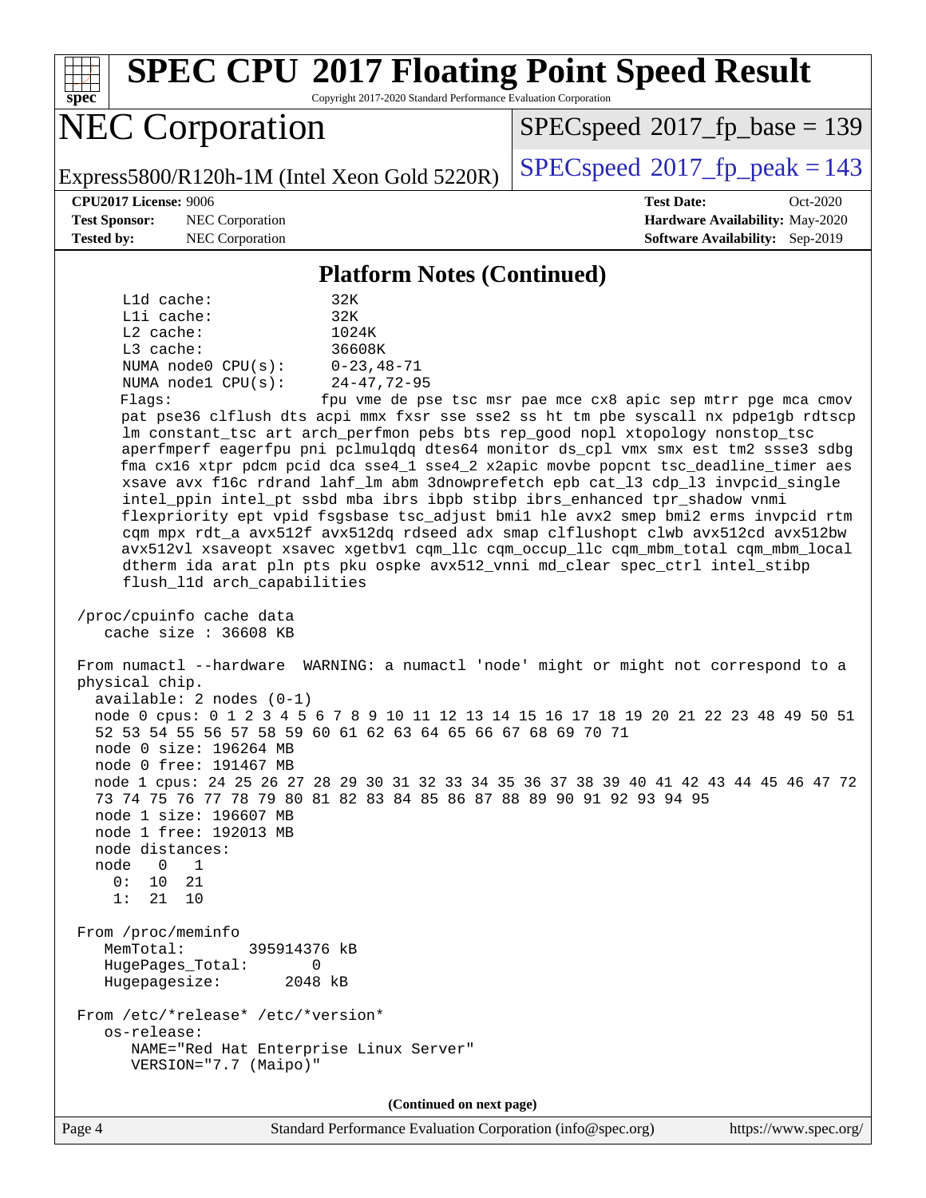## Platform Notes (Continued)

```
     L1d cache:             32K
     L1i cache:             32K
     L2 cache:              1024K
     L3 cache:              36608K
     NUMA node0 CPU(s):     0-23,48-71
     NUMA node1 CPU(s):     24-47,72-95
     Flags:                 fpu vme de pse tsc msr pae mce cx8 apic sep mtrr pge mca cmov
     pat pse36 clflush dts acpi mmx fxsr sse sse2 ss ht tm pbe syscall nx pdpe1gb rdtscp
     lm constant_tsc art arch_perfmon pebs bts rep_good nopl xtopology nonstop_tsc
     aperfmperf eagerfpu pni pclmulqdq dtes64 monitor ds_cpl vmx smx est tm2 ssse3 sdbg
     fma cx16 xtpr pdcm pcid dca sse4_1 sse4_2 x2apic movbe popcnt tsc_deadline_timer aes
     xsave avx f16c rdrand lahf_lm abm 3dnowprefetch epb cat_l3 cdp_l3 invpcid_single
     intel_ppin intel_pt ssbd mba ibrs ibpb stibp ibrs_enhanced tpr_shadow vnmi
     flexpriority ept vpid fsgsbase tsc_adjust bmi1 hle avx2 smep bmi2 erms invpcid rtm
     cqm mpx rdt_a avx512f avx512dq rdseed adx smap clflushopt clwb avx512cd avx512bw
     avx512vl xsaveopt xsavec xgetbv1 cqm_llc cqm_occup_llc cqm_mbm_total cqm_mbm_local
     dtherm ida arat pln pts pku ospke avx512_vnni md_clear spec_ctrl intel_stibp
     flush_l1d arch_capabilities

 /proc/cpuinfo cache data
    cache size : 36608 KB

 From numactl --hardware  WARNING: a numactl 'node' might or might not correspond to a
 physical chip.
   available: 2 nodes (0-1)
   node 0 cpus: 0 1 2 3 4 5 6 7 8 9 10 11 12 13 14 15 16 17 18 19 20 21 22 23 48 49 50 51
   52 53 54 55 56 57 58 59 60 61 62 63 64 65 66 67 68 69 70 71
   node 0 size: 196264 MB
   node 0 free: 191467 MB
   node 1 cpus: 24 25 26 27 28 29 30 31 32 33 34 35 36 37 38 39 40 41 42 43 44 45 46 47 72
   73 74 75 76 77 78 79 80 81 82 83 84 85 86 87 88 89 90 91 92 93 94 95
   node 1 size: 196607 MB
   node 1 free: 192013 MB
   node distances:
   node   0   1
     0:  10  21
     1:  21  10

 From /proc/meminfo
    MemTotal:       395914376 kB
    HugePages_Total:       0
    Hugepagesize:       2048 kB

 From /etc/*release* /etc/*version*
    os-release:
       NAME="Red Hat Enterprise Linux Server"
       VERSION="7.7 (Maipo)"
```

(Continued on next page)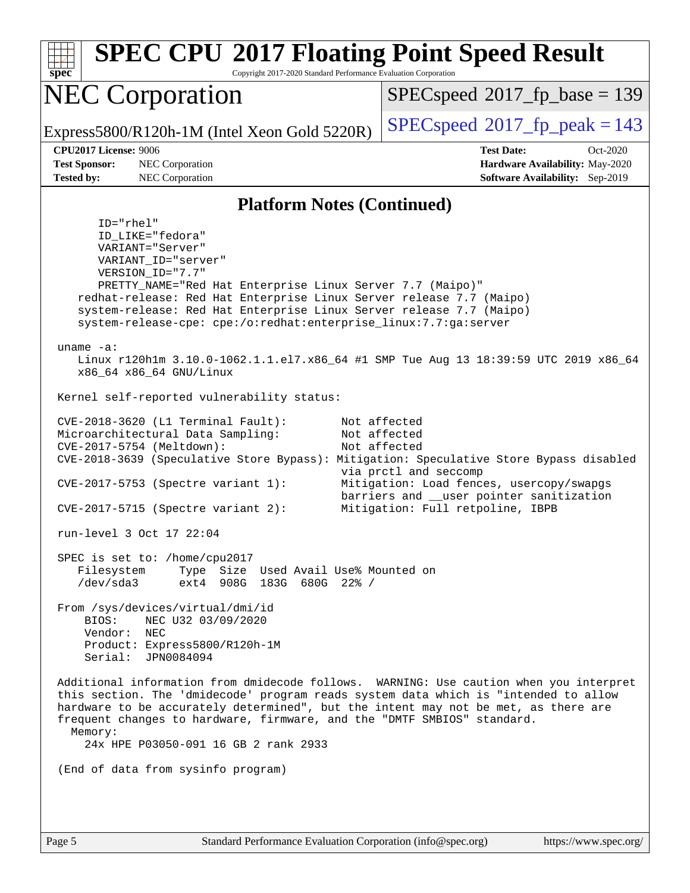## Platform Notes (Continued)

```
      ID="rhel"
      ID_LIKE="fedora"
      VARIANT="Server"
      VARIANT_ID="server"
      VERSION_ID="7.7"
      PRETTY_NAME="Red Hat Enterprise Linux Server 7.7 (Maipo)"
    redhat-release: Red Hat Enterprise Linux Server release 7.7 (Maipo)
    system-release: Red Hat Enterprise Linux Server release 7.7 (Maipo)
    system-release-cpe: cpe:/o:redhat:enterprise_linux:7.7:ga:server

 uname -a:
    Linux r120h1m 3.10.0-1062.1.1.el7.x86_64 #1 SMP Tue Aug 13 18:39:59 UTC 2019 x86_64
    x86_64 x86_64 GNU/Linux

 Kernel self-reported vulnerability status:

 CVE-2018-3620 (L1 Terminal Fault):        Not affected
 Microarchitectural Data Sampling:         Not affected
 CVE-2017-5754 (Meltdown):                 Not affected
 CVE-2018-3639 (Speculative Store Bypass): Mitigation: Speculative Store Bypass disabled
                                           via prctl and seccomp
 CVE-2017-5753 (Spectre variant 1):        Mitigation: Load fences, usercopy/swapgs
                                           barriers and __user pointer sanitization
 CVE-2017-5715 (Spectre variant 2):        Mitigation: Full retpoline, IBPB

 run-level 3 Oct 17 22:04

 SPEC is set to: /home/cpu2017
    Filesystem     Type  Size  Used Avail Use% Mounted on
    /dev/sda3      ext4  908G  183G  680G  22% /

 From /sys/devices/virtual/dmi/id
     BIOS:    NEC U32 03/09/2020
     Vendor:  NEC
     Product: Express5800/R120h-1M
     Serial:  JPN0084094

 Additional information from dmidecode follows.  WARNING: Use caution when you interpret
 this section. The 'dmidecode' program reads system data which is "intended to allow
 hardware to be accurately determined", but the intent may not be met, as there are
 frequent changes to hardware, firmware, and the "DMTF SMBIOS" standard.
   Memory:
      24x HPE P03050-091 16 GB 2 rank 2933

 (End of data from sysinfo program)
```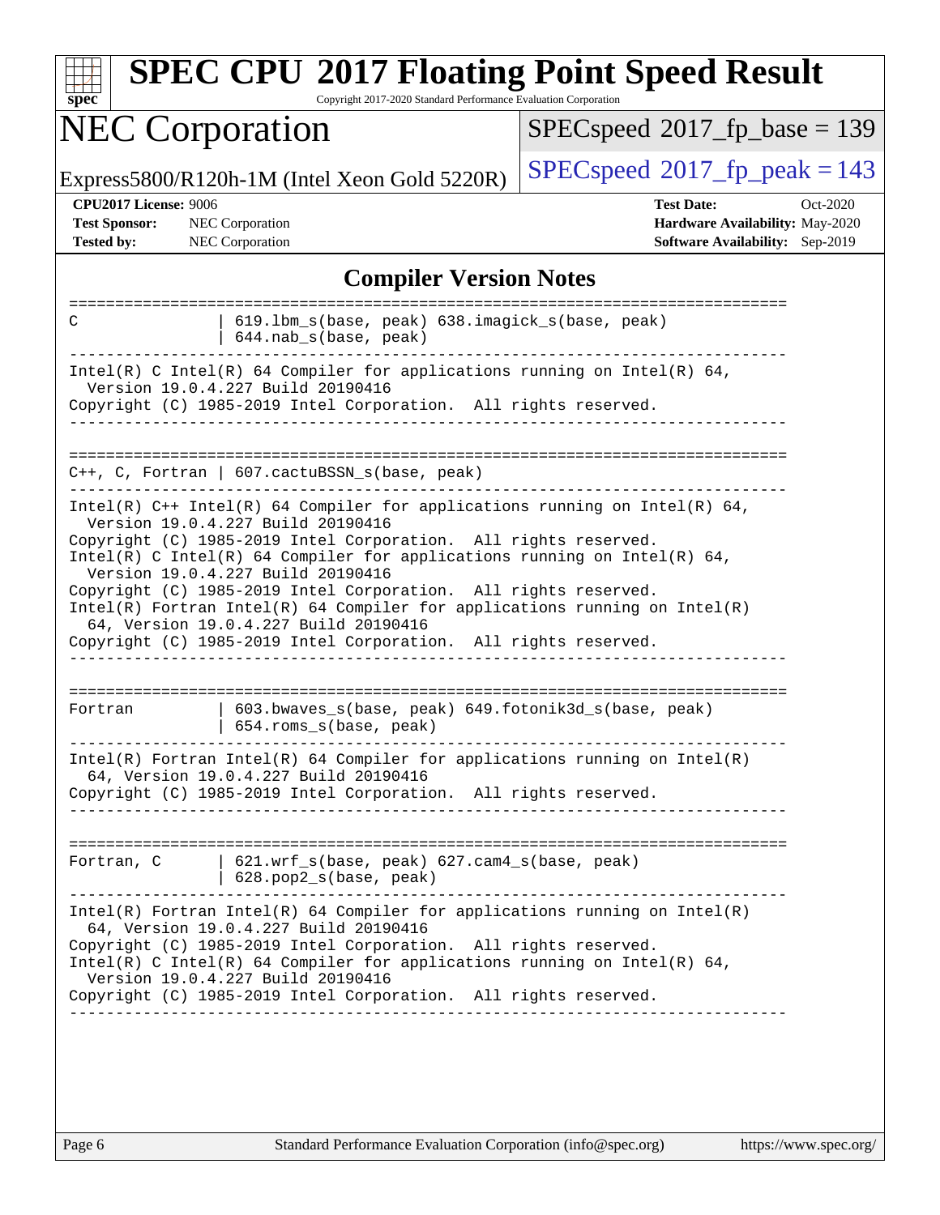## Compiler Version Notes

```
==============================================================================
C                | 619.lbm_s(base, peak) 638.imagick_s(base, peak)
                 | 644.nab_s(base, peak)
------------------------------------------------------------------------------
Intel(R) C Intel(R) 64 Compiler for applications running on Intel(R) 64,
  Version 19.0.4.227 Build 20190416
Copyright (C) 1985-2019 Intel Corporation.  All rights reserved.
------------------------------------------------------------------------------

==============================================================================
C++, C, Fortran | 607.cactuBSSN_s(base, peak)
------------------------------------------------------------------------------
Intel(R) C++ Intel(R) 64 Compiler for applications running on Intel(R) 64,
  Version 19.0.4.227 Build 20190416
Copyright (C) 1985-2019 Intel Corporation.  All rights reserved.
Intel(R) C Intel(R) 64 Compiler for applications running on Intel(R) 64,
  Version 19.0.4.227 Build 20190416
Copyright (C) 1985-2019 Intel Corporation.  All rights reserved.
Intel(R) Fortran Intel(R) 64 Compiler for applications running on Intel(R)
  64, Version 19.0.4.227 Build 20190416
Copyright (C) 1985-2019 Intel Corporation.  All rights reserved.
------------------------------------------------------------------------------

==============================================================================
Fortran          | 603.bwaves_s(base, peak) 649.fotonik3d_s(base, peak)
                 | 654.roms_s(base, peak)
------------------------------------------------------------------------------
Intel(R) Fortran Intel(R) 64 Compiler for applications running on Intel(R)
  64, Version 19.0.4.227 Build 20190416
Copyright (C) 1985-2019 Intel Corporation.  All rights reserved.
------------------------------------------------------------------------------

==============================================================================
Fortran, C       | 621.wrf_s(base, peak) 627.cam4_s(base, peak)
                 | 628.pop2_s(base, peak)
------------------------------------------------------------------------------
Intel(R) Fortran Intel(R) 64 Compiler for applications running on Intel(R)
  64, Version 19.0.4.227 Build 20190416
Copyright (C) 1985-2019 Intel Corporation.  All rights reserved.
Intel(R) C Intel(R) 64 Compiler for applications running on Intel(R) 64,
  Version 19.0.4.227 Build 20190416
Copyright (C) 1985-2019 Intel Corporation.  All rights reserved.
------------------------------------------------------------------------------
```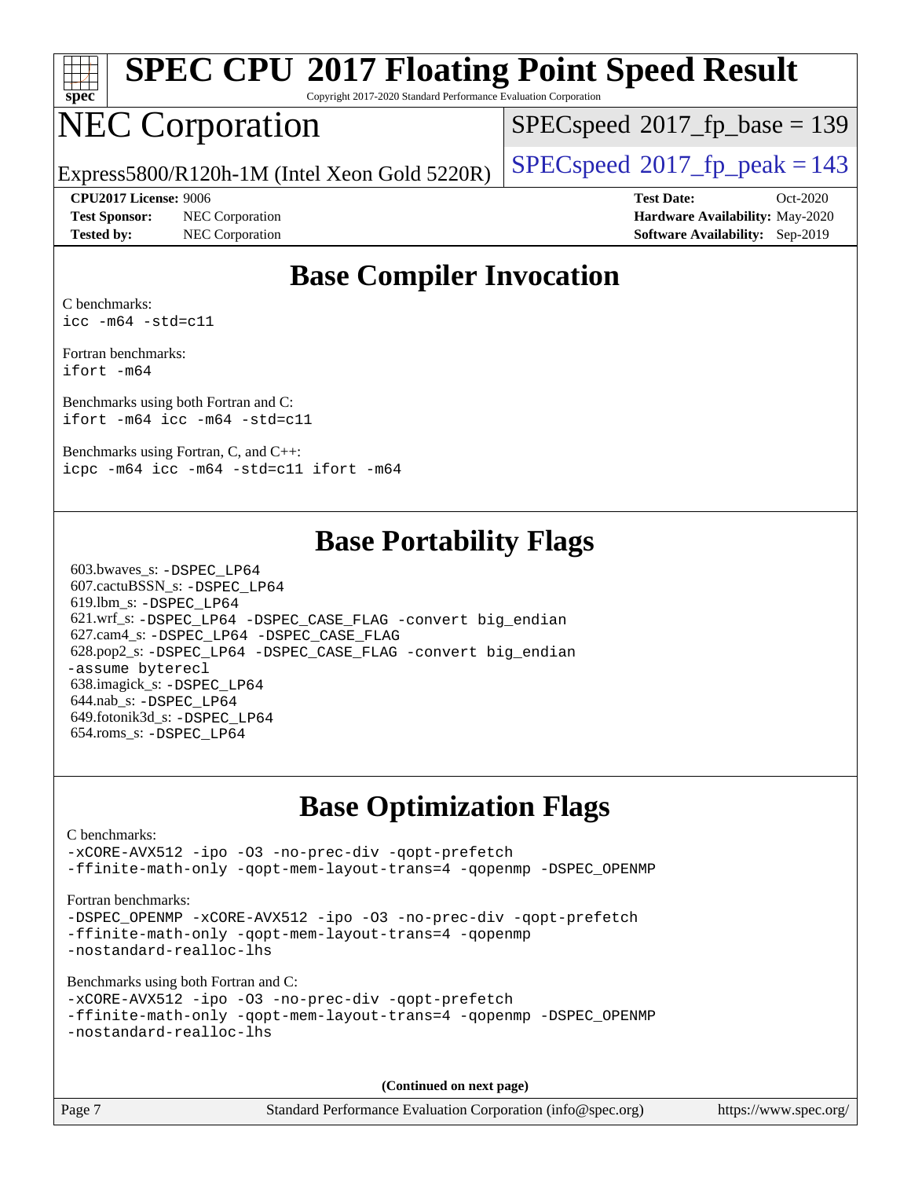# SPEC CPU 2017 Floating Point Speed Result

Copyright 2017-2020 Standard Performance Evaluation Corporation

# NEC Corporation

Express5800/R120h-1M (Intel Xeon Gold 5220R)

SPECspeed 2017_fp_base = 139

SPECspeed 2017_fp_peak = 143

**CPU2017 License:** 9006
**Test Sponsor:** NEC Corporation
**Tested by:** NEC Corporation

**Test Date:** Oct-2020
**Hardware Availability:** May-2020
**Software Availability:** Sep-2019

## Base Compiler Invocation

C benchmarks:
`icc -m64 -std=c11`

Fortran benchmarks:
`ifort -m64`

Benchmarks using both Fortran and C:
`ifort -m64 icc -m64 -std=c11`

Benchmarks using Fortran, C, and C++:
`icpc -m64 icc -m64 -std=c11 ifort -m64`

## Base Portability Flags

603.bwaves_s: `-DSPEC_LP64`
607.cactuBSSN_s: `-DSPEC_LP64`
619.lbm_s: `-DSPEC_LP64`
621.wrf_s: `-DSPEC_LP64 -DSPEC_CASE_FLAG -convert big_endian`
627.cam4_s: `-DSPEC_LP64 -DSPEC_CASE_FLAG`
628.pop2_s: `-DSPEC_LP64 -DSPEC_CASE_FLAG -convert big_endian -assume byterecl`
638.imagick_s: `-DSPEC_LP64`
644.nab_s: `-DSPEC_LP64`
649.fotonik3d_s: `-DSPEC_LP64`
654.roms_s: `-DSPEC_LP64`

## Base Optimization Flags

C benchmarks:
`-xCORE-AVX512 -ipo -O3 -no-prec-div -qopt-prefetch -ffinite-math-only -qopt-mem-layout-trans=4 -qopenmp -DSPEC_OPENMP`

Fortran benchmarks:
`-DSPEC_OPENMP -xCORE-AVX512 -ipo -O3 -no-prec-div -qopt-prefetch -ffinite-math-only -qopt-mem-layout-trans=4 -qopenmp -nostandard-realloc-lhs`

Benchmarks using both Fortran and C:
`-xCORE-AVX512 -ipo -O3 -no-prec-div -qopt-prefetch -ffinite-math-only -qopt-mem-layout-trans=4 -qopenmp -DSPEC_OPENMP -nostandard-realloc-lhs`

**(Continued on next page)**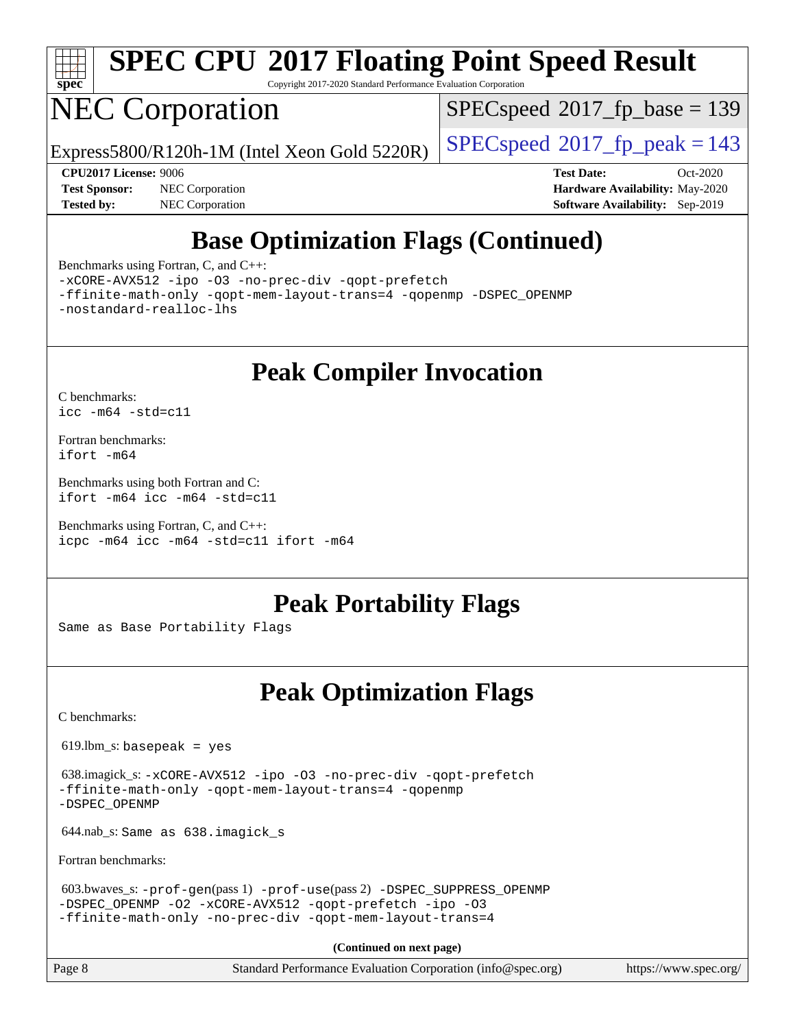# Base Optimization Flags (Continued)

Benchmarks using Fortran, C, and C++:

```
-xCORE-AVX512 -ipo -O3 -no-prec-div -qopt-prefetch
-ffinite-math-only -qopt-mem-layout-trans=4 -qopenmp -DSPEC_OPENMP
-nostandard-realloc-lhs
```

# Peak Compiler Invocation

C benchmarks:

```
icc -m64 -std=c11
```

Fortran benchmarks:

```
ifort -m64
```

Benchmarks using both Fortran and C:

```
ifort -m64 icc -m64 -std=c11
```

Benchmarks using Fortran, C, and C++:

```
icpc -m64 icc -m64 -std=c11 ifort -m64
```

# Peak Portability Flags

Same as Base Portability Flags

# Peak Optimization Flags

C benchmarks:

619.lbm_s: `basepeak = yes`

638.imagick_s: `-xCORE-AVX512 -ipo -O3 -no-prec-div -qopt-prefetch -ffinite-math-only -qopt-mem-layout-trans=4 -qopenmp -DSPEC_OPENMP`

644.nab_s: Same as 638.imagick_s

Fortran benchmarks:

603.bwaves_s: `-prof-gen`(pass 1) `-prof-use`(pass 2) `-DSPEC_SUPPRESS_OPENMP -DSPEC_OPENMP -O2 -xCORE-AVX512 -qopt-prefetch -ipo -O3 -ffinite-math-only -no-prec-div -qopt-mem-layout-trans=4`

**(Continued on next page)**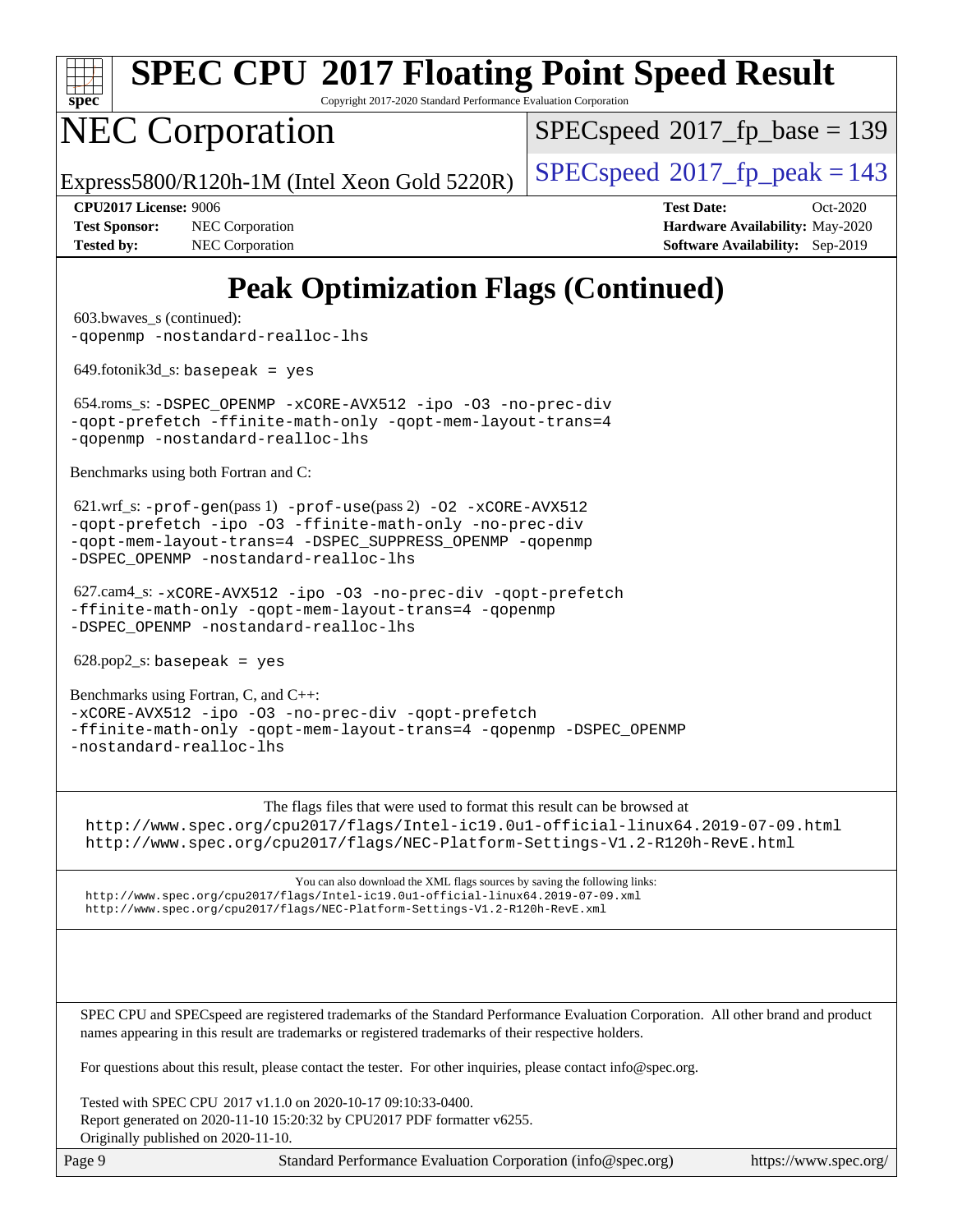# Peak Optimization Flags (Continued)

603.bwaves_s (continued):
-qopenmp -nostandard-realloc-lhs

649.fotonik3d_s: basepeak = yes

654.roms_s: -DSPEC_OPENMP -xCORE-AVX512 -ipo -O3 -no-prec-div
-qopt-prefetch -ffinite-math-only -qopt-mem-layout-trans=4
-qopenmp -nostandard-realloc-lhs

Benchmarks using both Fortran and C:

621.wrf_s: -prof-gen(pass 1) -prof-use(pass 2) -O2 -xCORE-AVX512
-qopt-prefetch -ipo -O3 -ffinite-math-only -no-prec-div
-qopt-mem-layout-trans=4 -DSPEC_SUPPRESS_OPENMP -qopenmp
-DSPEC_OPENMP -nostandard-realloc-lhs

627.cam4_s: -xCORE-AVX512 -ipo -O3 -no-prec-div -qopt-prefetch
-ffinite-math-only -qopt-mem-layout-trans=4 -qopenmp
-DSPEC_OPENMP -nostandard-realloc-lhs

628.pop2_s: basepeak = yes

Benchmarks using Fortran, C, and C++:
-xCORE-AVX512 -ipo -O3 -no-prec-div -qopt-prefetch
-ffinite-math-only -qopt-mem-layout-trans=4 -qopenmp -DSPEC_OPENMP
-nostandard-realloc-lhs

The flags files that were used to format this result can be browsed at
http://www.spec.org/cpu2017/flags/Intel-ic19.0u1-official-linux64.2019-07-09.html
http://www.spec.org/cpu2017/flags/NEC-Platform-Settings-V1.2-R120h-RevE.html

You can also download the XML flags sources by saving the following links:
http://www.spec.org/cpu2017/flags/Intel-ic19.0u1-official-linux64.2019-07-09.xml
http://www.spec.org/cpu2017/flags/NEC-Platform-Settings-V1.2-R120h-RevE.xml

SPEC CPU and SPECspeed are registered trademarks of the Standard Performance Evaluation Corporation. All other brand and product names appearing in this result are trademarks or registered trademarks of their respective holders.

For questions about this result, please contact the tester. For other inquiries, please contact info@spec.org.

Tested with SPEC CPU 2017 v1.1.0 on 2020-10-17 09:10:33-0400.
Report generated on 2020-11-10 15:20:32 by CPU2017 PDF formatter v6255.
Originally published on 2020-11-10.